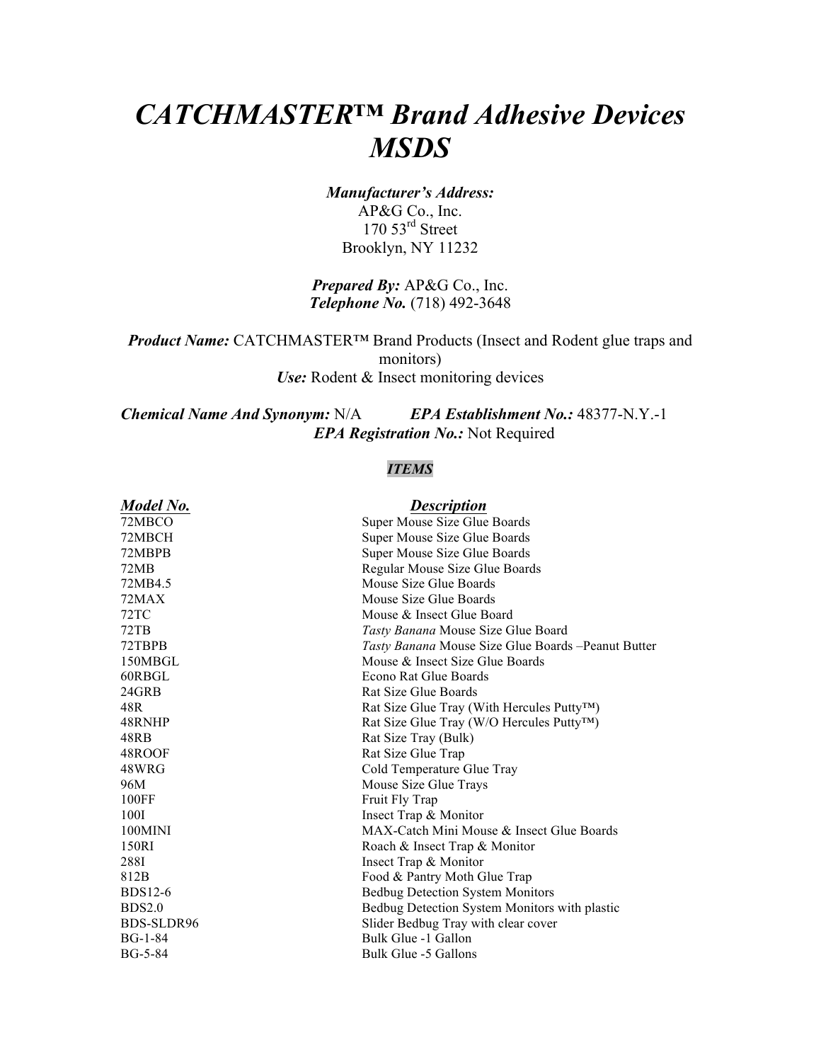# *CATCHMASTER™ Brand Adhesive Devices MSDS*

***Manufacturer's Address:***
AP&G Co., Inc.
170 53rd Street
Brooklyn, NY 11232

***Prepared By:*** AP&G Co., Inc.
***Telephone No.*** (718) 492-3648

***Product Name:*** CATCHMASTER™ Brand Products (Insect and Rodent glue traps and monitors)
***Use:*** Rodent & Insect monitoring devices

***Chemical Name And Synonym:*** N/A ***EPA Establishment No.:*** 48377-N.Y.-1
***EPA Registration No.:*** Not Required

## ***ITEMS***

| ***Model No.*** | ***Description*** |
|---|---|
| 72MBCO | Super Mouse Size Glue Boards |
| 72MBCH | Super Mouse Size Glue Boards |
| 72MBPB | Super Mouse Size Glue Boards |
| 72MB | Regular Mouse Size Glue Boards |
| 72MB4.5 | Mouse Size Glue Boards |
| 72MAX | Mouse Size Glue Boards |
| 72TC | Mouse & Insect Glue Board |
| 72TB | *Tasty Banana* Mouse Size Glue Board |
| 72TBPB | *Tasty Banana* Mouse Size Glue Boards –Peanut Butter |
| 150MBGL | Mouse & Insect Size Glue Boards |
| 60RBGL | Econo Rat Glue Boards |
| 24GRB | Rat Size Glue Boards |
| 48R | Rat Size Glue Tray (With Hercules Putty™) |
| 48RNHP | Rat Size Glue Tray (W/O Hercules Putty™) |
| 48RB | Rat Size Tray (Bulk) |
| 48ROOF | Rat Size Glue Trap |
| 48WRG | Cold Temperature Glue Tray |
| 96M | Mouse Size Glue Trays |
| 100FF | Fruit Fly Trap |
| 100I | Insect Trap & Monitor |
| 100MINI | MAX-Catch Mini Mouse & Insect Glue Boards |
| 150RI | Roach & Insect Trap & Monitor |
| 288I | Insect Trap & Monitor |
| 812B | Food & Pantry Moth Glue Trap |
| BDS12-6 | Bedbug Detection System Monitors |
| BDS2.0 | Bedbug Detection System Monitors with plastic |
| BDS-SLDR96 | Slider Bedbug Tray with clear cover |
| BG-1-84 | Bulk Glue -1 Gallon |
| BG-5-84 | Bulk Glue -5 Gallons |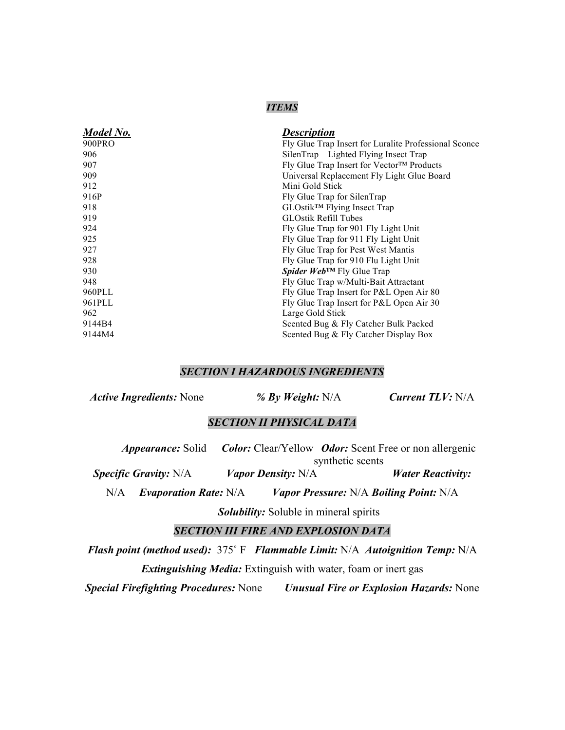## *ITEMS*

| ***Model No.*** | ***Description*** |
|---|---|
| 900PRO | Fly Glue Trap Insert for Luralite Professional Sconce |
| 906 | SilenTrap – Lighted Flying Insect Trap |
| 907 | Fly Glue Trap Insert for Vector™ Products |
| 909 | Universal Replacement Fly Light Glue Board |
| 912 | Mini Gold Stick |
| 916P | Fly Glue Trap for SilenTrap |
| 918 | GLOstik™ Flying Insect Trap |
| 919 | GLOstik Refill Tubes |
| 924 | Fly Glue Trap for 901 Fly Light Unit |
| 925 | Fly Glue Trap for 911 Fly Light Unit |
| 927 | Fly Glue Trap for Pest West Mantis |
| 928 | Fly Glue Trap for 910 Flu Light Unit |
| 930 | ***Spider Web™*** Fly Glue Trap |
| 948 | Fly Glue Trap w/Multi-Bait Attractant |
| 960PLL | Fly Glue Trap Insert for P&L Open Air 80 |
| 961PLL | Fly Glue Trap Insert for P&L Open Air 30 |
| 962 | Large Gold Stick |
| 9144B4 | Scented Bug & Fly Catcher Bulk Packed |
| 9144M4 | Scented Bug & Fly Catcher Display Box |

## *SECTION I HAZARDOUS INGREDIENTS*

***Active Ingredients:*** None ***% By Weight:*** N/A ***Current TLV:*** N/A

## *SECTION II PHYSICAL DATA*

***Appearance:*** Solid ***Color:*** Clear/Yellow ***Odor:*** Scent Free or non allergenic synthetic scents

***Specific Gravity:*** N/A ***Vapor Density:*** N/A ***Water Reactivity:*** N/A ***Evaporation Rate:*** N/A ***Vapor Pressure:*** N/A ***Boiling Point:*** N/A

***Solubility:*** Soluble in mineral spirits

## *SECTION III FIRE AND EXPLOSION DATA*

***Flash point (method used):*** 375˚ F ***Flammable Limit:*** N/A ***Autoignition Temp:*** N/A

***Extinguishing Media:*** Extinguish with water, foam or inert gas

***Special Firefighting Procedures:*** None ***Unusual Fire or Explosion Hazards:*** None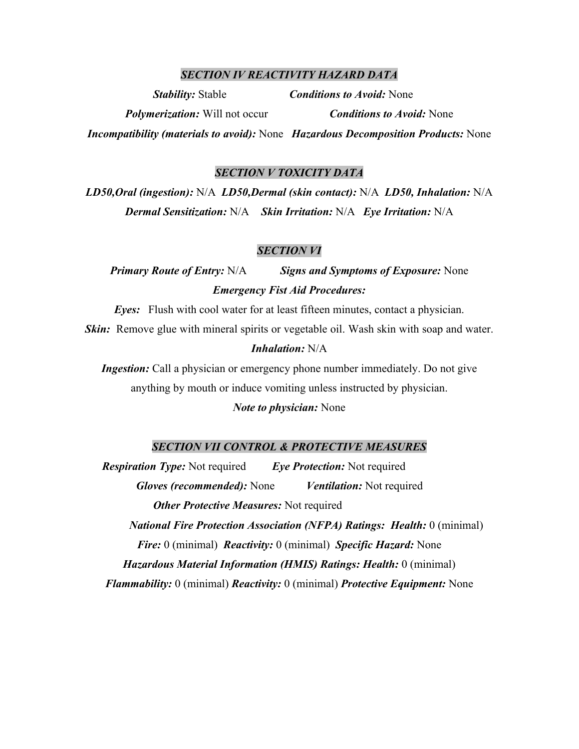## *SECTION IV REACTIVITY HAZARD DATA*

***Stability:*** Stable ***Conditions to Avoid:*** None

***Polymerization:*** Will not occur ***Conditions to Avoid:*** None

***Incompatibility (materials to avoid):*** None ***Hazardous Decomposition Products:*** None

## *SECTION V TOXICITY DATA*

***LD50,Oral (ingestion):*** N/A ***LD50,Dermal (skin contact):*** N/A ***LD50, Inhalation:*** N/A

***Dermal Sensitization:*** N/A ***Skin Irritation:*** N/A ***Eye Irritation:*** N/A

## *SECTION VI*

***Primary Route of Entry:*** N/A ***Signs and Symptoms of Exposure:*** None

***Emergency Fist Aid Procedures:***

***Eyes:*** Flush with cool water for at least fifteen minutes, contact a physician.

***Skin:*** Remove glue with mineral spirits or vegetable oil. Wash skin with soap and water.

***Inhalation:*** N/A

***Ingestion:*** Call a physician or emergency phone number immediately. Do not give anything by mouth or induce vomiting unless instructed by physician.

***Note to physician:*** None

## *SECTION VII CONTROL & PROTECTIVE MEASURES*

***Respiration Type:*** Not required ***Eye Protection:*** Not required

***Gloves (recommended):*** None ***Ventilation:*** Not required

***Other Protective Measures:*** Not required

***National Fire Protection Association (NFPA) Ratings: Health:*** 0 (minimal)

***Fire:*** 0 (minimal) ***Reactivity:*** 0 (minimal) ***Specific Hazard:*** None

***Hazardous Material Information (HMIS) Ratings: Health:*** 0 (minimal)

***Flammability:*** 0 (minimal) ***Reactivity:*** 0 (minimal) ***Protective Equipment:*** None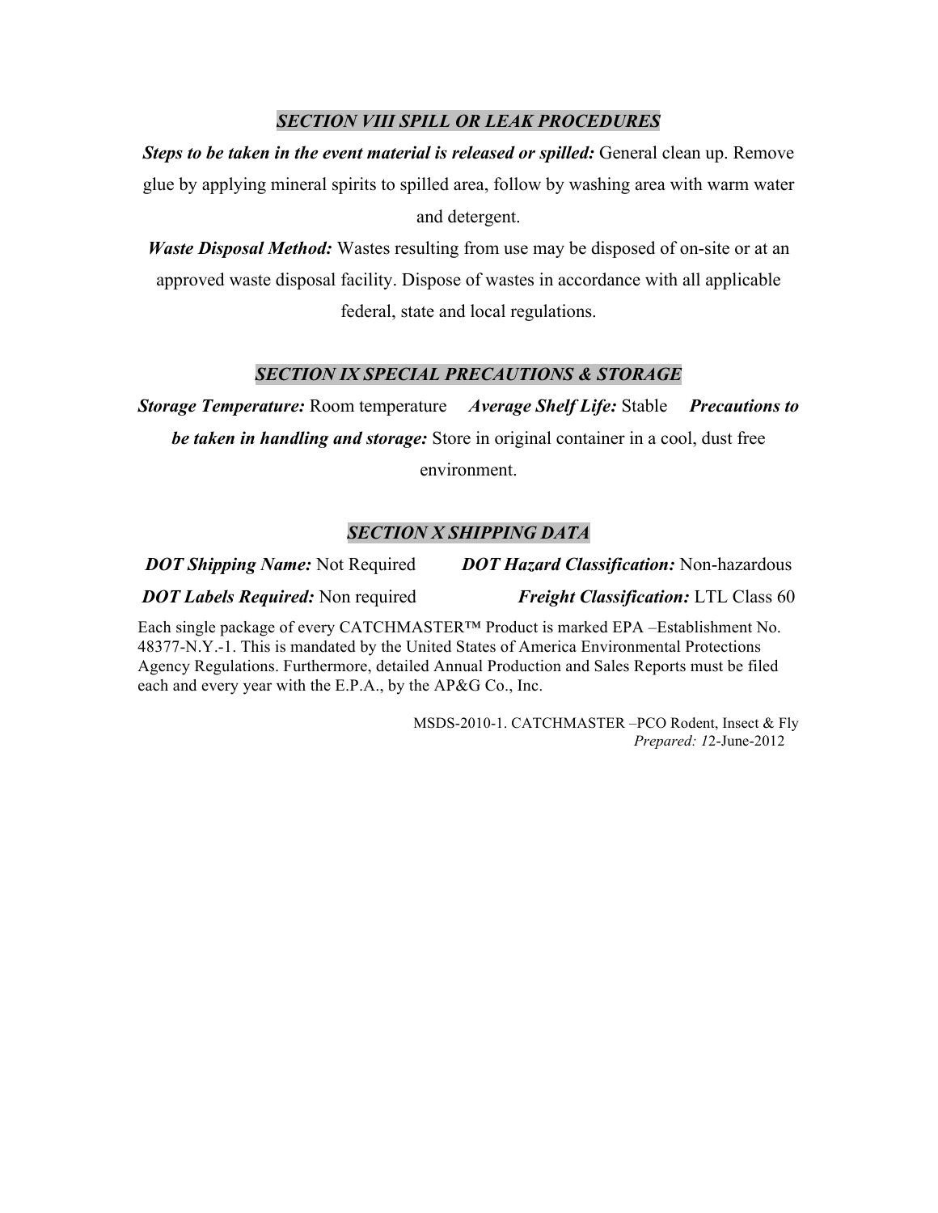## *SECTION VIII SPILL OR LEAK PROCEDURES*

***Steps to be taken in the event material is released or spilled:*** General clean up. Remove glue by applying mineral spirits to spilled area, follow by washing area with warm water and detergent.

***Waste Disposal Method:*** Wastes resulting from use may be disposed of on-site or at an approved waste disposal facility. Dispose of wastes in accordance with all applicable federal, state and local regulations.

## *SECTION IX SPECIAL PRECAUTIONS & STORAGE*

***Storage Temperature:*** Room temperature ***Average Shelf Life:*** Stable ***Precautions to be taken in handling and storage:*** Store in original container in a cool, dust free environment.

## *SECTION X SHIPPING DATA*

***DOT Shipping Name:*** Not Required ***DOT Hazard Classification:*** Non-hazardous

***DOT Labels Required:*** Non required ***Freight Classification:*** LTL Class 60

Each single package of every CATCHMASTER™ Product is marked EPA –Establishment No. 48377-N.Y.-1. This is mandated by the United States of America Environmental Protections Agency Regulations. Furthermore, detailed Annual Production and Sales Reports must be filed each and every year with the E.P.A., by the AP&G Co., Inc.

MSDS-2010-1. CATCHMASTER –PCO Rodent, Insect & Fly
*Prepared: 1*2-June-2012